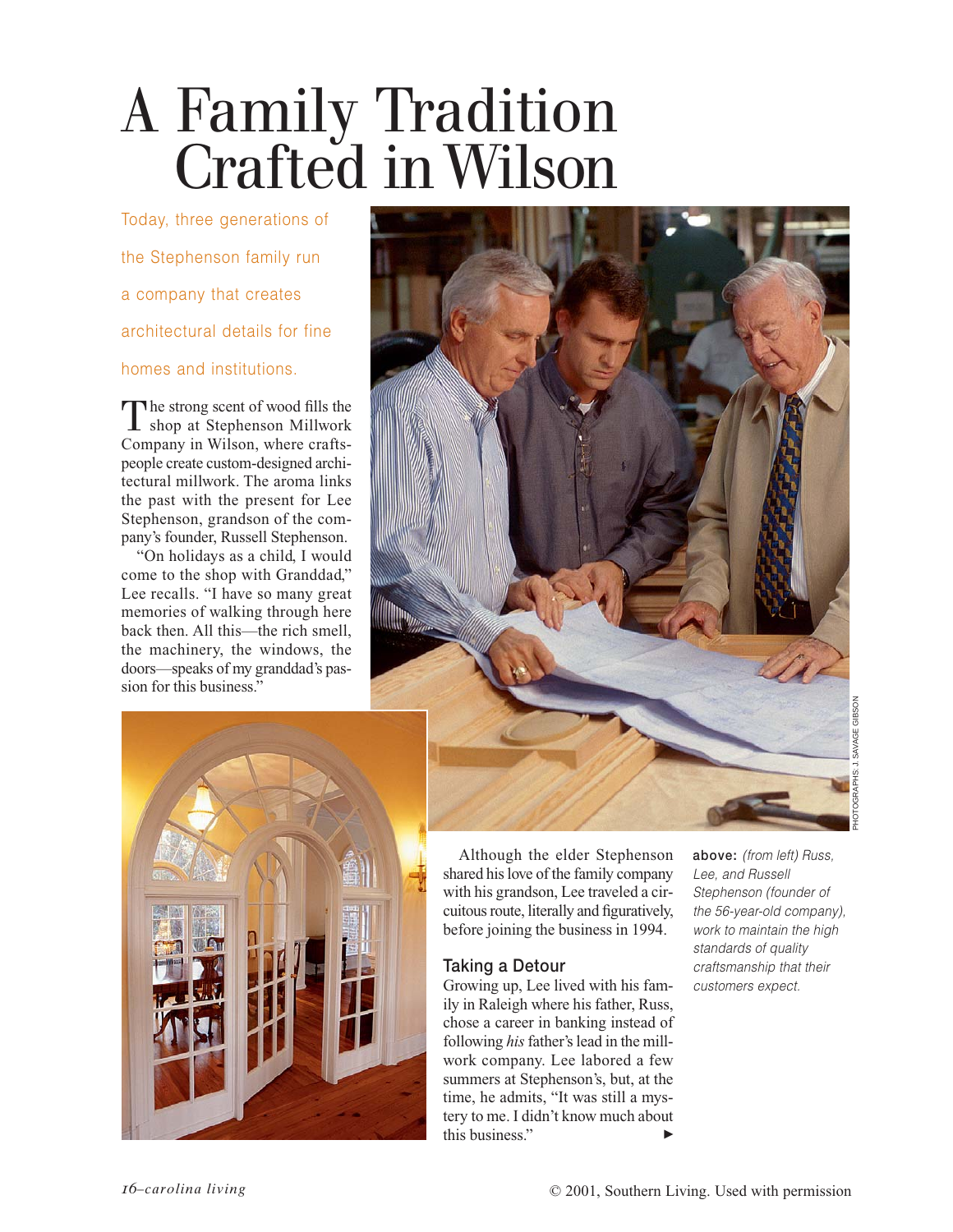# A Family Tradition Crafted in Wilson

Today, three generations of the Stephenson family run a company that creates architectural details for fine homes and institutions.

The strong scent of wood fills the shop at Stephenson Millwork Company in Wilson, where craftspeople create custom-designed architectural millwork. The aroma links the past with the present for Lee Stephenson, grandson of the company's founder, Russell Stephenson.

"On holidays as a child, I would come to the shop with Granddad," Lee recalls. "I have so many great memories of walking through here back then. All this—the rich smell, the machinery, the windows, the doors—speaks of my granddad's passion for this business."

Although the elder Stephenson shared his love of the family company with his grandson, Lee traveled a circuitous route, literally and figuratively, before joining the business in 1994.

## Taking a Detour

Growing up, Lee lived with his family in Raleigh where his father, Russ, chose a career in banking instead of following *his* father's lead in the millwork company. Lee labored a few summers at Stephenson's, but, at the time, he admits, "It was still a mystery to me. I didn't know much about this business." ▸

**above:** *(from left) Russ, Lee, and Russell Stephenson (founder of the 56-year-old company), work to maintain the high standards of quality craftsmanship that their customers expect.*

PHOTOGRAPHS: J. SAVAGE GIBSON

© 2001, Southern Living. Used with permission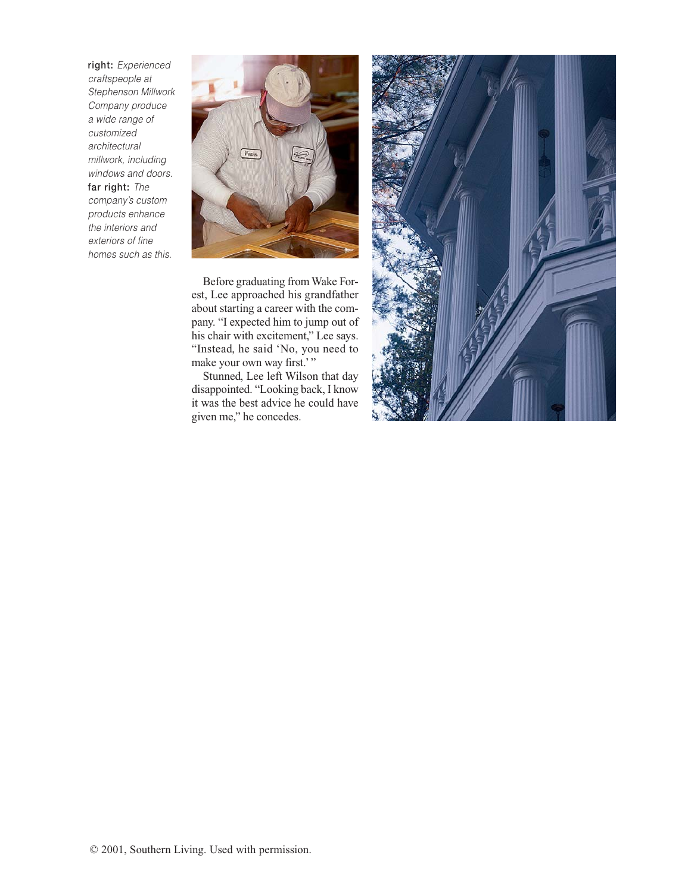**right:** *Experienced craftspeople at Stephenson Millwork Company produce a wide range of customized architectural millwork, including windows and doors.* **far right:** *The company's custom products enhance the interiors and exteriors of fine homes such as this.*

Before graduating from Wake Forest, Lee approached his grandfather about starting a career with the company. "I expected him to jump out of his chair with excitement," Lee says. "Instead, he said 'No, you need to make your own way first.' "

Stunned, Lee left Wilson that day disappointed. "Looking back, I know it was the best advice he could have given me," he concedes.

© 2001, Southern Living. Used with permission.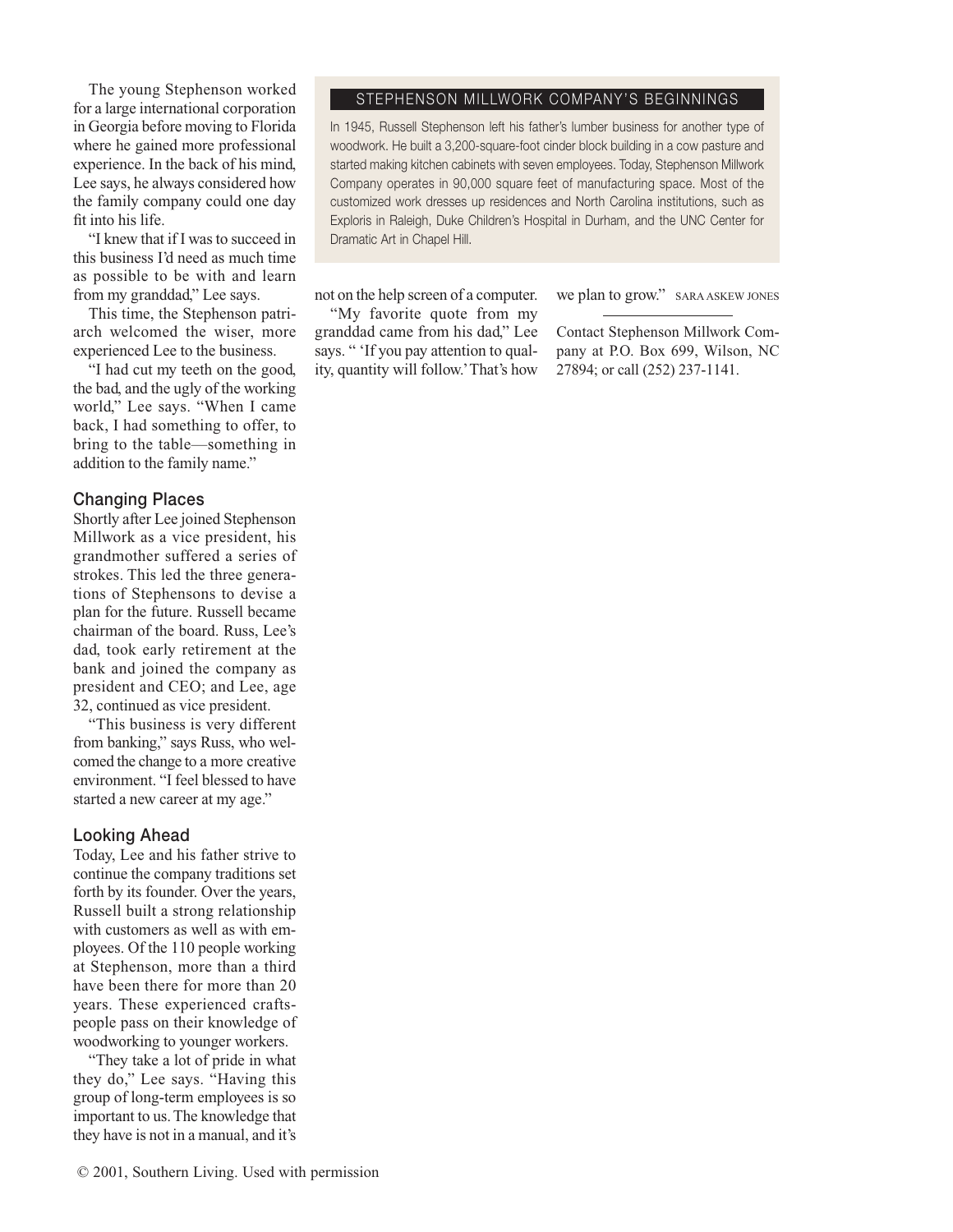The young Stephenson worked for a large international corporation in Georgia before moving to Florida where he gained more professional experience. In the back of his mind, Lee says, he always considered how the family company could one day fit into his life.

"I knew that if I was to succeed in this business I'd need as much time as possible to be with and learn from my granddad," Lee says.

This time, the Stephenson patriarch welcomed the wiser, more experienced Lee to the business.

"I had cut my teeth on the good, the bad, and the ugly of the working world," Lee says. "When I came back, I had something to offer, to bring to the table—something in addition to the family name."

## Changing Places

Shortly after Lee joined Stephenson Millwork as a vice president, his grandmother suffered a series of strokes. This led the three generations of Stephensons to devise a plan for the future. Russell became chairman of the board. Russ, Lee's dad, took early retirement at the bank and joined the company as president and CEO; and Lee, age 32, continued as vice president.

"This business is very different from banking," says Russ, who welcomed the change to a more creative environment. "I feel blessed to have started a new career at my age."

## Looking Ahead

Today, Lee and his father strive to continue the company traditions set forth by its founder. Over the years, Russell built a strong relationship with customers as well as with employees. Of the 110 people working at Stephenson, more than a third have been there for more than 20 years. These experienced craftspeople pass on their knowledge of woodworking to younger workers.

"They take a lot of pride in what they do," Lee says. "Having this group of long-term employees is so important to us. The knowledge that they have is not in a manual, and it's not on the help screen of a computer.

"My favorite quote from my granddad came from his dad," Lee says. " 'If you pay attention to quality, quantity will follow.' That's how we plan to grow." SARA ASKEW JONES

---

Contact Stephenson Millwork Company at P.O. Box 699, Wilson, NC 27894; or call (252) 237-1141.

### STEPHENSON MILLWORK COMPANY'S BEGINNINGS

In 1945, Russell Stephenson left his father's lumber business for another type of woodwork. He built a 3,200-square-foot cinder block building in a cow pasture and started making kitchen cabinets with seven employees. Today, Stephenson Millwork Company operates in 90,000 square feet of manufacturing space. Most of the customized work dresses up residences and North Carolina institutions, such as Exploris in Raleigh, Duke Children's Hospital in Durham, and the UNC Center for Dramatic Art in Chapel Hill.

© 2001, Southern Living. Used with permission